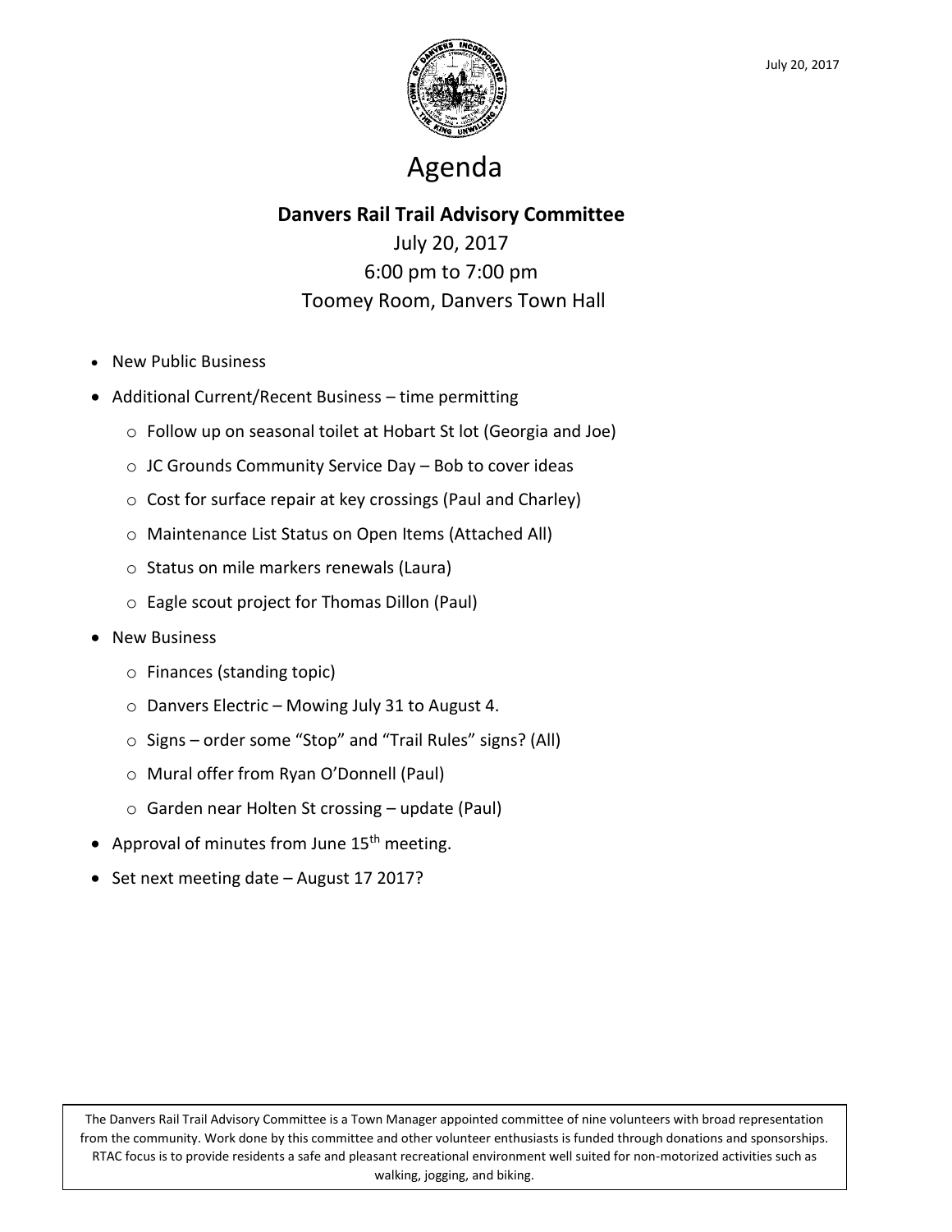July 20, 2017

# Agenda

## Danvers Rail Trail Advisory Committee

July 20, 2017
6:00 pm to 7:00 pm
Toomey Room, Danvers Town Hall

- New Public Business
- Additional Current/Recent Business – time permitting
  - Follow up on seasonal toilet at Hobart St lot (Georgia and Joe)
  - JC Grounds Community Service Day – Bob to cover ideas
  - Cost for surface repair at key crossings (Paul and Charley)
  - Maintenance List Status on Open Items (Attached All)
  - Status on mile markers renewals (Laura)
  - Eagle scout project for Thomas Dillon (Paul)
- New Business
  - Finances (standing topic)
  - Danvers Electric – Mowing July 31 to August 4.
  - Signs – order some "Stop" and "Trail Rules" signs? (All)
  - Mural offer from Ryan O'Donnell (Paul)
  - Garden near Holten St crossing – update (Paul)
- Approval of minutes from June 15th meeting.
- Set next meeting date – August 17 2017?

The Danvers Rail Trail Advisory Committee is a Town Manager appointed committee of nine volunteers with broad representation from the community. Work done by this committee and other volunteer enthusiasts is funded through donations and sponsorships. RTAC focus is to provide residents a safe and pleasant recreational environment well suited for non-motorized activities such as walking, jogging, and biking.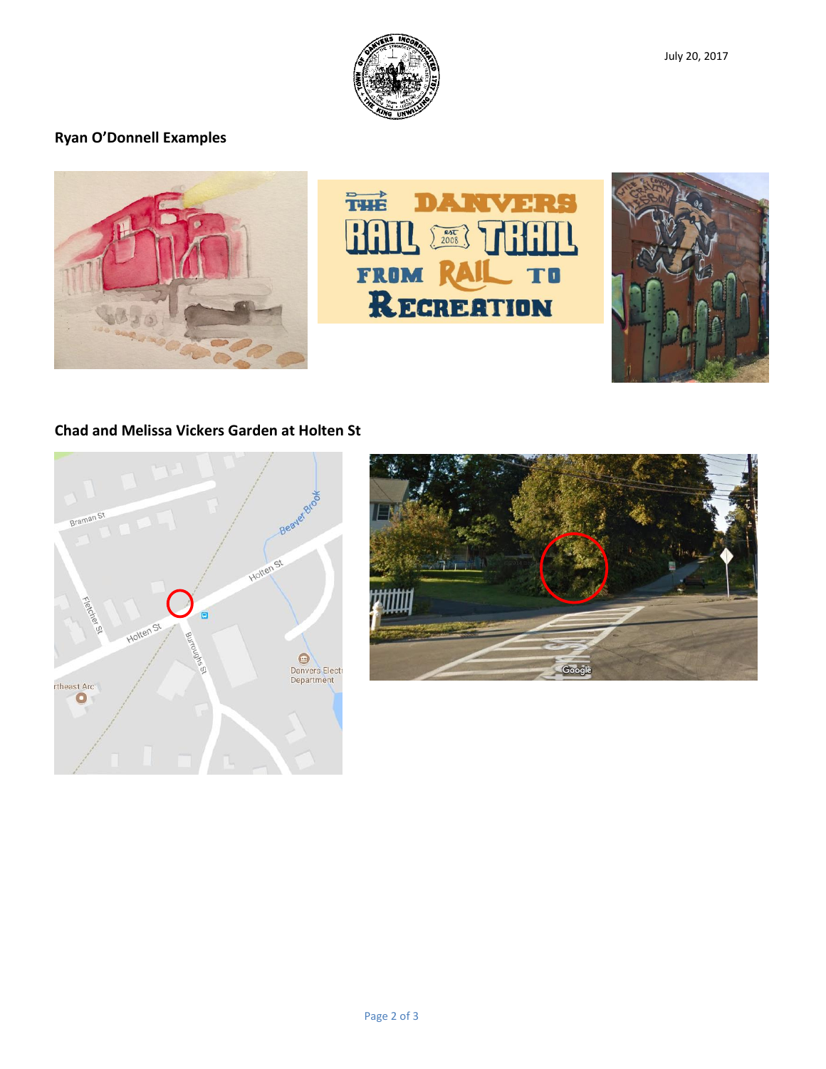July 20, 2017

**Ryan O'Donnell Examples**

**Chad and Melissa Vickers Garden at Holten St**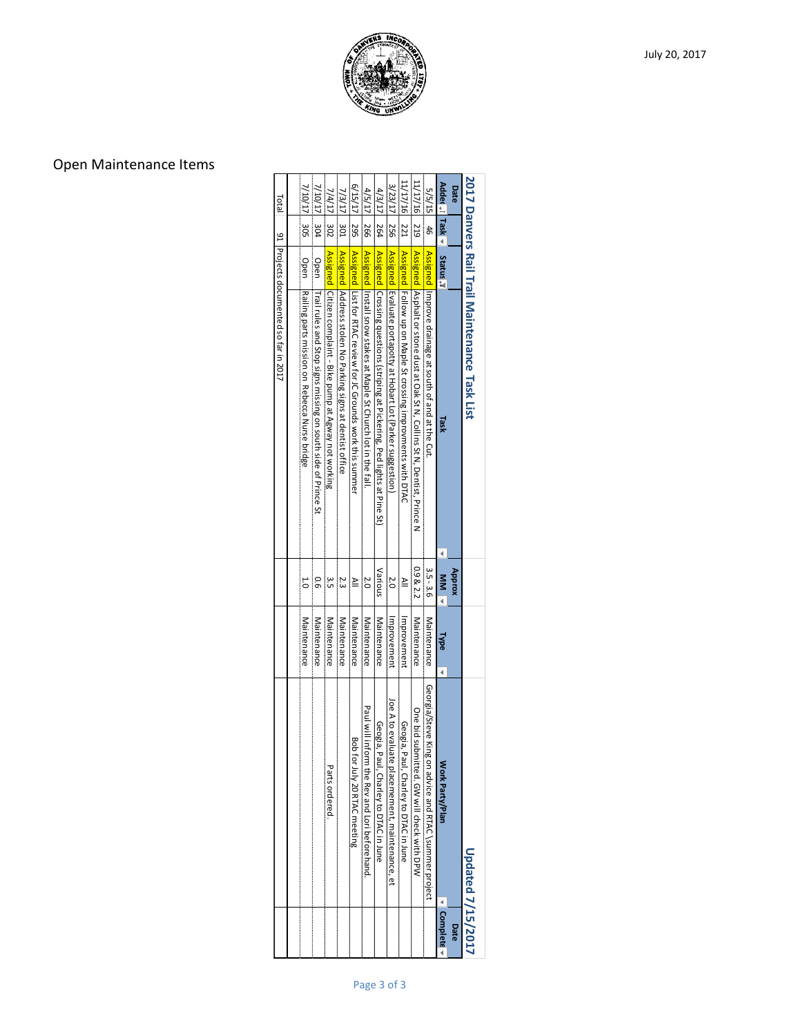July 20, 2017

## Open Maintenance Items

### 2017 Danvers Rail Trail Maintenance Task List

Updated 7/15/2017

| Date Added | Task | Status | Task | Approx MM | Type | Work Party/Plan | Date Complete |
|---|---|---|---|---|---|---|---|
| 5/5/15 | 46 | Assigned | Improve drainage at south of and at the Cut. | 3.5 - 3.6 | Maintenance | Georgia/Steve King on advice and RTAC \summer project | |
| 11/17/16 | 219 | Assigned | Asphalt or stone dust at Oak St N, Collins St N, Dentist, Prince N | 0.9 & 2.2 | Maintenance | One bid submitted. GW will check with DPW | |
| 11/17/16 | 221 | Assigned | Follow up on Maple St crossing improvments with DTAC | All | Improvement | Geogia, Paul, Charley to DTAC in June | |
| 3/23/17 | 256 | Assigned | Evaluate portapotty at Hobart Lot (Parker suggestion) | 2.0 | Improvement | Joe A to evaluate placemement, maintenance, et | |
| 4/3/17 | 264 | Assigned | Crossing questions (striping at Pickering, Ped lights at Pine St) | Various | Maintenance | Geogia, Paul, Charley to DTAC in June | |
| 4/5/17 | 266 | Assigned | Install snow stakes at Maple St Church lot in the fall. | 2.0 | Maintenance | Paul will inform the Rev and Lori beforehand. | |
| 6/15/17 | 295 | Assigned | List for RTAC review for JC Grounds work this summer | All | Maintenance | Bob for July 20 RTAC meeting | |
| 7/3/17 | 301 | Assigned | Address stolen No Parking signs at dentist office | 2.3 | Maintenance | | |
| 7/4/17 | 302 | Assigned | Citizen complaint - Bike pump at Agway not working | 3.5 | Maintenance | Parts ordered. | |
| 7/10/17 | 304 | Open | Trail rules and Stop signs missing on south side of Prince St | 0.6 | Maintenance | | |
| 7/10/17 | 305 | Open | Railing parts mission on Rebecca Nurse bridge | 1.0 | Maintenance | | |
| Total | 91 | Projects documented so far in 2017 | | | | | |